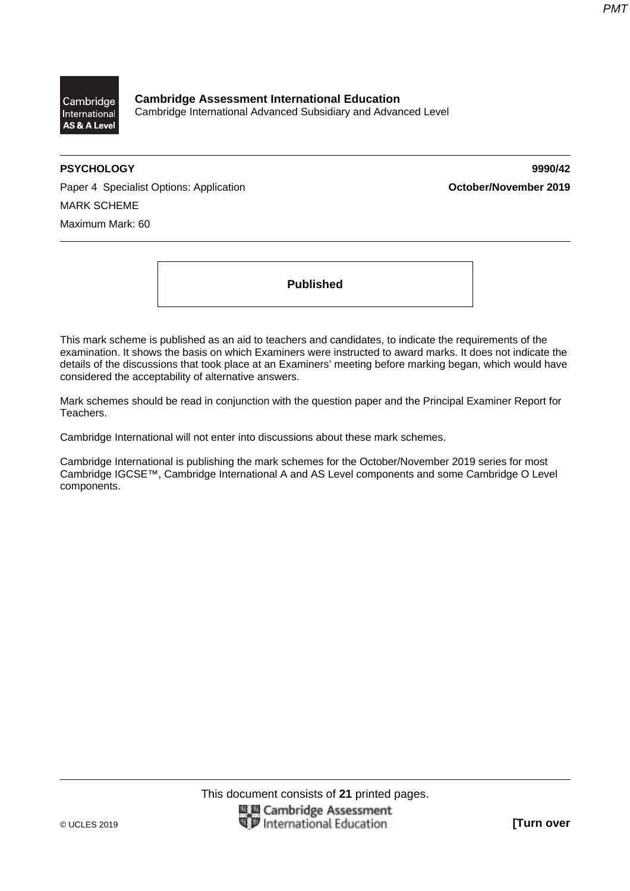Cambridge International AS & A Level

**Cambridge Assessment International Education**
Cambridge International Advanced Subsidiary and Advanced Level

**PSYCHOLOGY** **9990/42**

Paper 4 Specialist Options: Application **October/November 2019**

MARK SCHEME

Maximum Mark: 60

**Published**

This mark scheme is published as an aid to teachers and candidates, to indicate the requirements of the examination. It shows the basis on which Examiners were instructed to award marks. It does not indicate the details of the discussions that took place at an Examiners' meeting before marking began, which would have considered the acceptability of alternative answers.

Mark schemes should be read in conjunction with the question paper and the Principal Examiner Report for Teachers.

Cambridge International will not enter into discussions about these mark schemes.

Cambridge International is publishing the mark schemes for the October/November 2019 series for most Cambridge IGCSE™, Cambridge International A and AS Level components and some Cambridge O Level components.

This document consists of **21** printed pages.

© UCLES 2019

**[Turn over**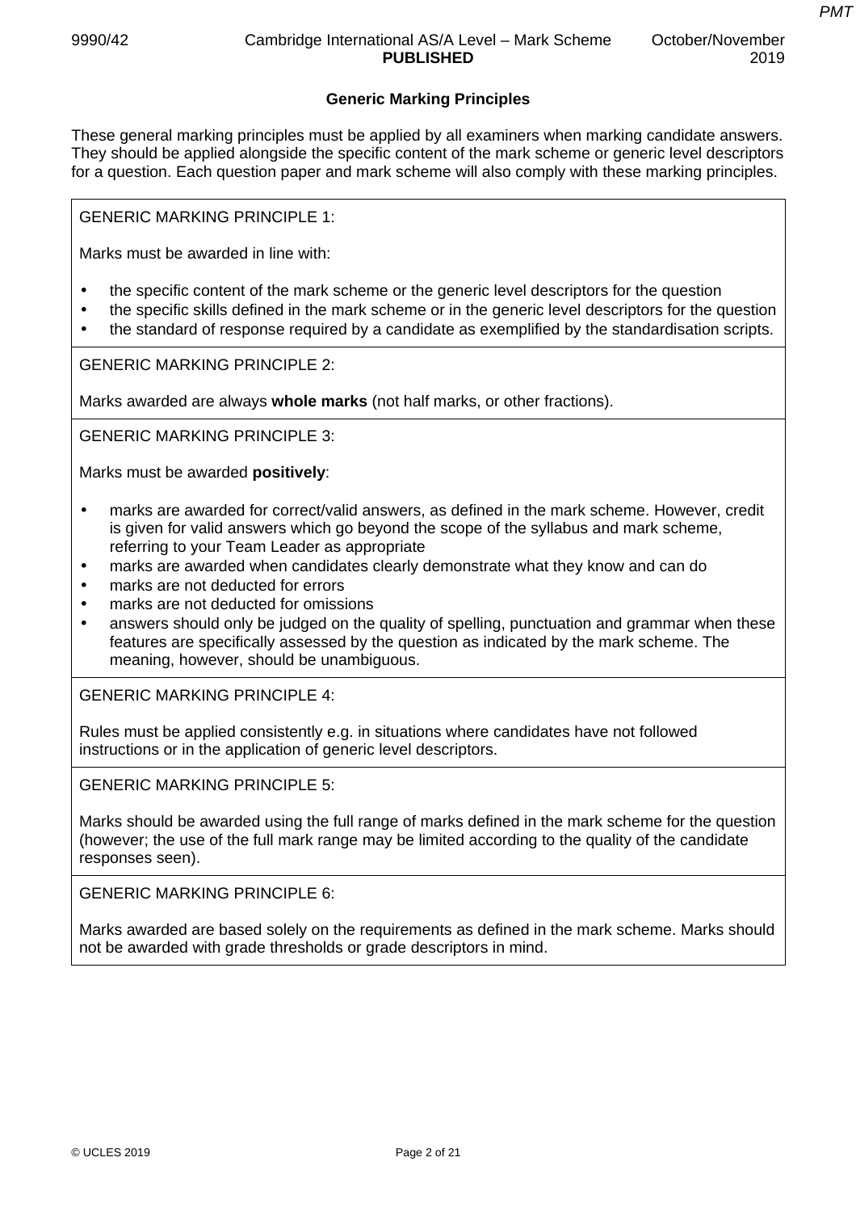## Generic Marking Principles

These general marking principles must be applied by all examiners when marking candidate answers. They should be applied alongside the specific content of the mark scheme or generic level descriptors for a question. Each question paper and mark scheme will also comply with these marking principles.

GENERIC MARKING PRINCIPLE 1:

Marks must be awarded in line with:

- the specific content of the mark scheme or the generic level descriptors for the question
- the specific skills defined in the mark scheme or in the generic level descriptors for the question
- the standard of response required by a candidate as exemplified by the standardisation scripts.

GENERIC MARKING PRINCIPLE 2:

Marks awarded are always **whole marks** (not half marks, or other fractions).

GENERIC MARKING PRINCIPLE 3:

Marks must be awarded **positively**:

- marks are awarded for correct/valid answers, as defined in the mark scheme. However, credit is given for valid answers which go beyond the scope of the syllabus and mark scheme, referring to your Team Leader as appropriate
- marks are awarded when candidates clearly demonstrate what they know and can do
- marks are not deducted for errors
- marks are not deducted for omissions
- answers should only be judged on the quality of spelling, punctuation and grammar when these features are specifically assessed by the question as indicated by the mark scheme. The meaning, however, should be unambiguous.

GENERIC MARKING PRINCIPLE 4:

Rules must be applied consistently e.g. in situations where candidates have not followed instructions or in the application of generic level descriptors.

GENERIC MARKING PRINCIPLE 5:

Marks should be awarded using the full range of marks defined in the mark scheme for the question (however; the use of the full mark range may be limited according to the quality of the candidate responses seen).

GENERIC MARKING PRINCIPLE 6:

Marks awarded are based solely on the requirements as defined in the mark scheme. Marks should not be awarded with grade thresholds or grade descriptors in mind.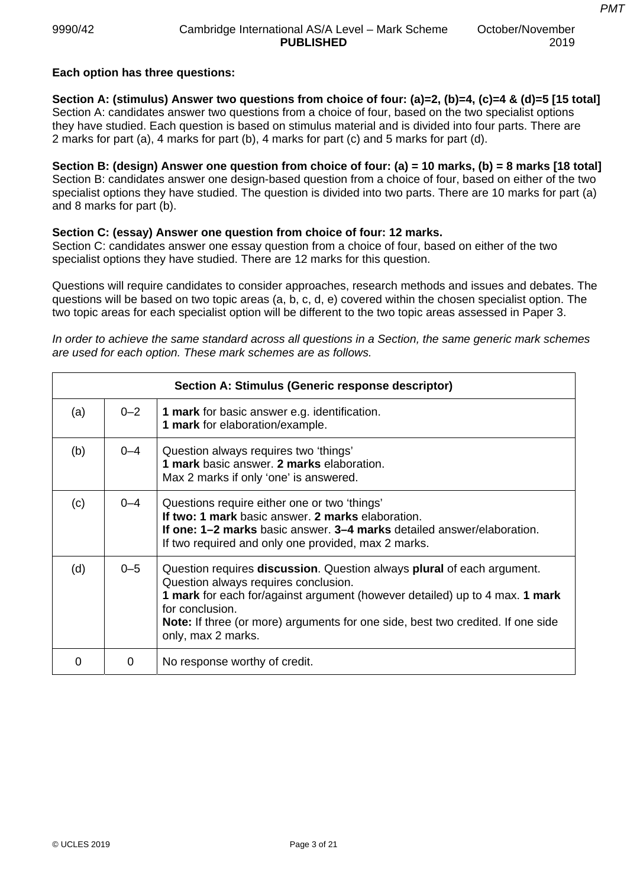**Each option has three questions:**

**Section A: (stimulus) Answer two questions from choice of four: (a)=2, (b)=4, (c)=4 & (d)=5 [15 total]**
Section A: candidates answer two questions from a choice of four, based on the two specialist options they have studied. Each question is based on stimulus material and is divided into four parts. There are 2 marks for part (a), 4 marks for part (b), 4 marks for part (c) and 5 marks for part (d).

**Section B: (design) Answer one question from choice of four: (a) = 10 marks, (b) = 8 marks [18 total]**
Section B: candidates answer one design-based question from a choice of four, based on either of the two specialist options they have studied. The question is divided into two parts. There are 10 marks for part (a) and 8 marks for part (b).

**Section C: (essay) Answer one question from choice of four: 12 marks.**
Section C: candidates answer one essay question from a choice of four, based on either of the two specialist options they have studied. There are 12 marks for this question.

Questions will require candidates to consider approaches, research methods and issues and debates. The questions will be based on two topic areas (a, b, c, d, e) covered within the chosen specialist option. The two topic areas for each specialist option will be different to the two topic areas assessed in Paper 3.

*In order to achieve the same standard across all questions in a Section, the same generic mark schemes are used for each option. These mark schemes are as follows.*

| **Section A: Stimulus (Generic response descriptor)** | | |
|---|---|---|
| (a) | 0–2 | **1 mark** for basic answer e.g. identification.<br>**1 mark** for elaboration/example. |
| (b) | 0–4 | Question always requires two 'things'<br>**1 mark** basic answer. **2 marks** elaboration.<br>Max 2 marks if only 'one' is answered. |
| (c) | 0–4 | Questions require either one or two 'things'<br>**If two: 1 mark** basic answer. **2 marks** elaboration.<br>**If one: 1–2 marks** basic answer. **3–4 marks** detailed answer/elaboration.<br>If two required and only one provided, max 2 marks. |
| (d) | 0–5 | Question requires **discussion**. Question always **plural** of each argument. Question always requires conclusion.<br>**1 mark** for each for/against argument (however detailed) up to 4 max. **1 mark** for conclusion.<br>**Note:** If three (or more) arguments for one side, best two credited. If one side only, max 2 marks. |
| 0 | 0 | No response worthy of credit. |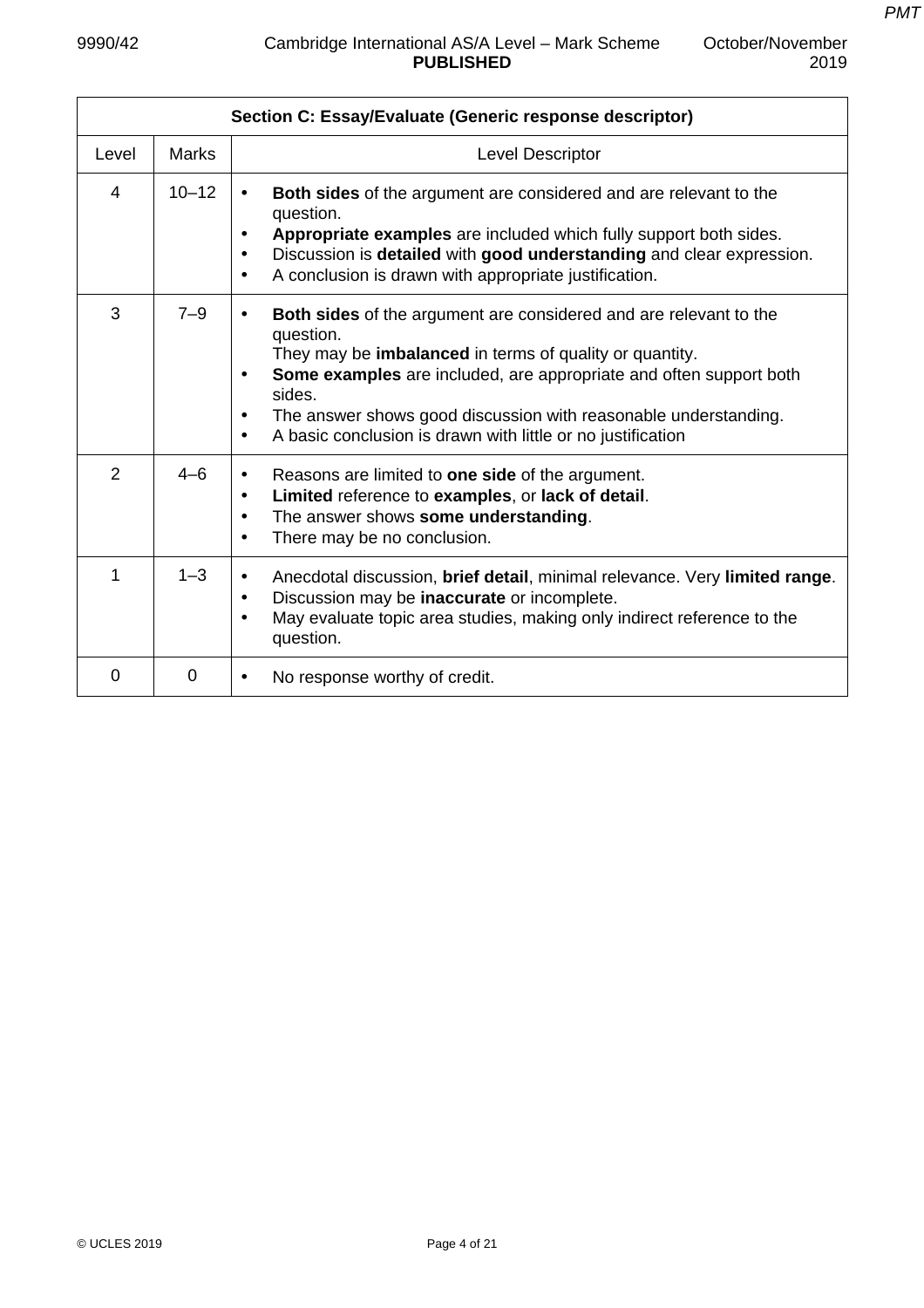| Section C: Essay/Evaluate (Generic response descriptor) | | |
|---|---|---|
| Level | Marks | Level Descriptor |
| 4 | 10–12 | • **Both sides** of the argument are considered and are relevant to the question.<br>• **Appropriate examples** are included which fully support both sides.<br>• Discussion is **detailed** with **good understanding** and clear expression.<br>• A conclusion is drawn with appropriate justification. |
| 3 | 7–9 | • **Both sides** of the argument are considered and are relevant to the question.<br>They may be **imbalanced** in terms of quality or quantity.<br>• **Some examples** are included, are appropriate and often support both sides.<br>• The answer shows good discussion with reasonable understanding.<br>• A basic conclusion is drawn with little or no justification |
| 2 | 4–6 | • Reasons are limited to **one side** of the argument.<br>• **Limited** reference to **examples**, or **lack of detail**.<br>• The answer shows **some understanding**.<br>• There may be no conclusion. |
| 1 | 1–3 | • Anecdotal discussion, **brief detail**, minimal relevance. Very **limited range**.<br>• Discussion may be **inaccurate** or incomplete.<br>• May evaluate topic area studies, making only indirect reference to the question. |
| 0 | 0 | • No response worthy of credit. |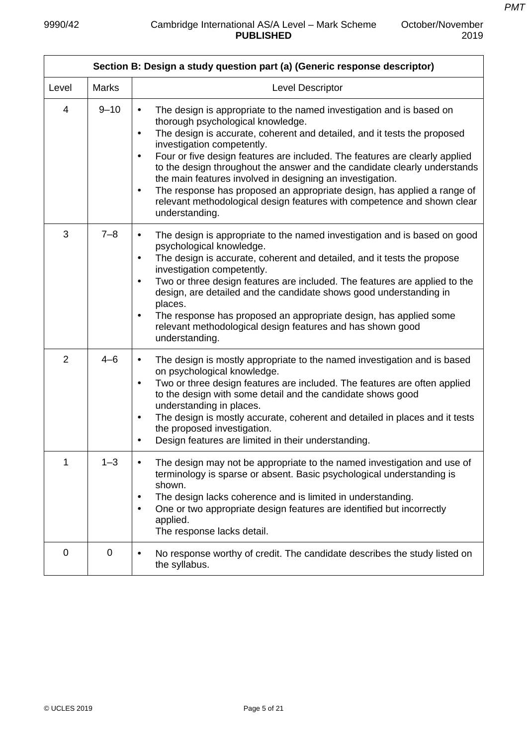| Section B: Design a study question part (a) (Generic response descriptor) | | |
|---|---|---|
| Level | Marks | Level Descriptor |
| 4 | 9–10 | • The design is appropriate to the named investigation and is based on thorough psychological knowledge.<br>• The design is accurate, coherent and detailed, and it tests the proposed investigation competently.<br>• Four or five design features are included. The features are clearly applied to the design throughout the answer and the candidate clearly understands the main features involved in designing an investigation.<br>• The response has proposed an appropriate design, has applied a range of relevant methodological design features with competence and shown clear understanding. |
| 3 | 7–8 | • The design is appropriate to the named investigation and is based on good psychological knowledge.<br>• The design is accurate, coherent and detailed, and it tests the propose investigation competently.<br>• Two or three design features are included. The features are applied to the design, are detailed and the candidate shows good understanding in places.<br>• The response has proposed an appropriate design, has applied some relevant methodological design features and has shown good understanding. |
| 2 | 4–6 | • The design is mostly appropriate to the named investigation and is based on psychological knowledge.<br>• Two or three design features are included. The features are often applied to the design with some detail and the candidate shows good understanding in places.<br>• The design is mostly accurate, coherent and detailed in places and it tests the proposed investigation.<br>• Design features are limited in their understanding. |
| 1 | 1–3 | • The design may not be appropriate to the named investigation and use of terminology is sparse or absent. Basic psychological understanding is shown.<br>• The design lacks coherence and is limited in understanding.<br>• One or two appropriate design features are identified but incorrectly applied.<br>The response lacks detail. |
| 0 | 0 | • No response worthy of credit. The candidate describes the study listed on the syllabus. |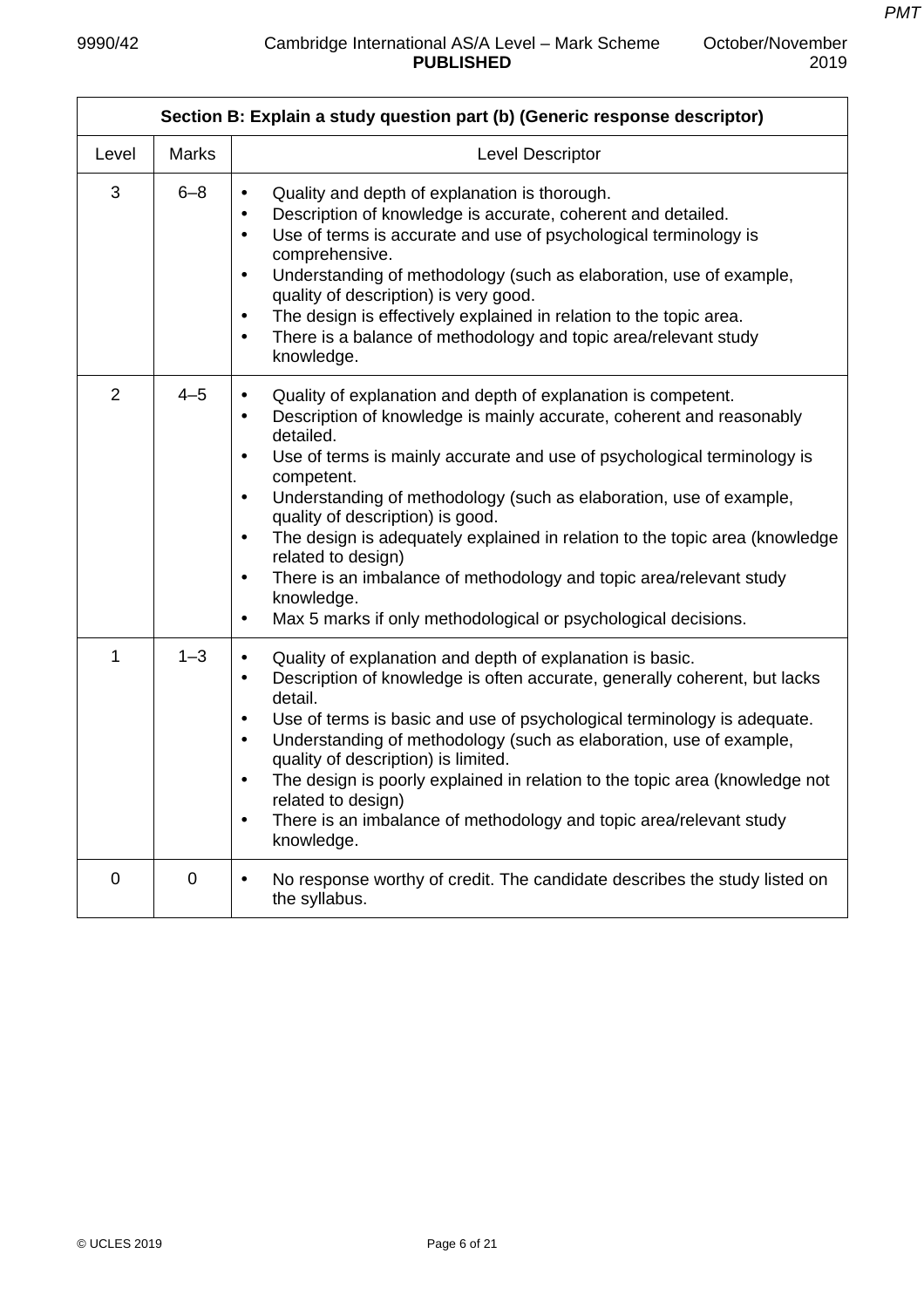| Section B: Explain a study question part (b) (Generic response descriptor) | | |
|---|---|---|
| Level | Marks | Level Descriptor |
| 3 | 6–8 | • Quality and depth of explanation is thorough.<br>• Description of knowledge is accurate, coherent and detailed.<br>• Use of terms is accurate and use of psychological terminology is comprehensive.<br>• Understanding of methodology (such as elaboration, use of example, quality of description) is very good.<br>• The design is effectively explained in relation to the topic area.<br>• There is a balance of methodology and topic area/relevant study knowledge. |
| 2 | 4–5 | • Quality of explanation and depth of explanation is competent.<br>• Description of knowledge is mainly accurate, coherent and reasonably detailed.<br>• Use of terms is mainly accurate and use of psychological terminology is competent.<br>• Understanding of methodology (such as elaboration, use of example, quality of description) is good.<br>• The design is adequately explained in relation to the topic area (knowledge related to design)<br>• There is an imbalance of methodology and topic area/relevant study knowledge.<br>• Max 5 marks if only methodological or psychological decisions. |
| 1 | 1–3 | • Quality of explanation and depth of explanation is basic.<br>• Description of knowledge is often accurate, generally coherent, but lacks detail.<br>• Use of terms is basic and use of psychological terminology is adequate.<br>• Understanding of methodology (such as elaboration, use of example, quality of description) is limited.<br>• The design is poorly explained in relation to the topic area (knowledge not related to design)<br>• There is an imbalance of methodology and topic area/relevant study knowledge. |
| 0 | 0 | • No response worthy of credit. The candidate describes the study listed on the syllabus. |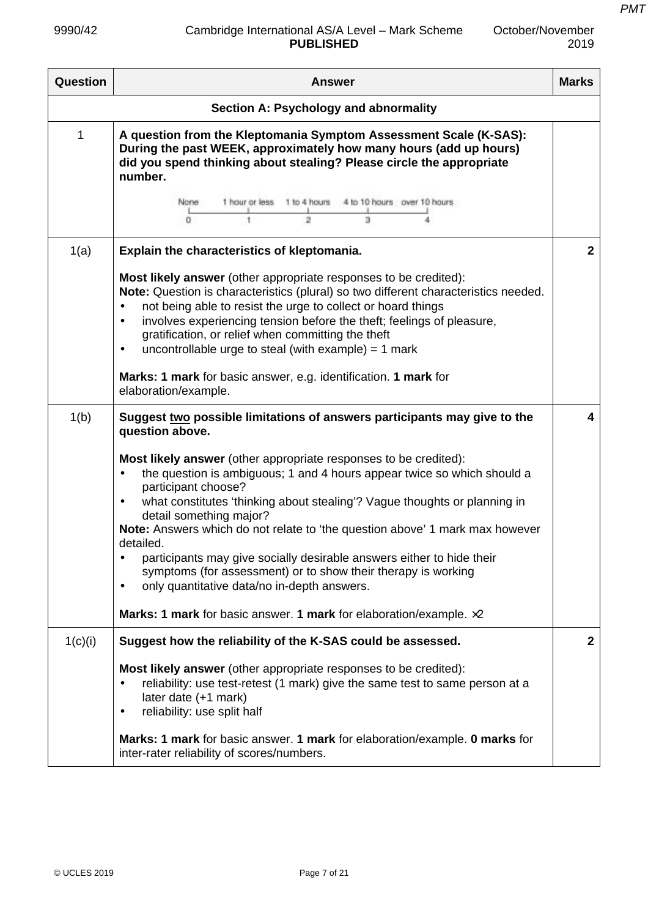| Question | Answer | Marks |
|---|---|---|
| | **Section A: Psychology and abnormality** | |
| 1 | **A question from the Kleptomania Symptom Assessment Scale (K-SAS): During the past WEEK, approximately how many hours (add up hours) did you spend thinking about stealing? Please circle the appropriate number.**<br><br>None (0) — 1 hour or less (1) — 1 to 4 hours (2) — 4 to 10 hours (3) — over 10 hours (4) | |
| 1(a) | **Explain the characteristics of kleptomania.**<br><br>**Most likely answer** (other appropriate responses to be credited):<br>**Note:** Question is characteristics (plural) so two different characteristics needed.<br>• not being able to resist the urge to collect or hoard things<br>• involves experiencing tension before the theft; feelings of pleasure, gratification, or relief when committing the theft<br>• uncontrollable urge to steal (with example) = 1 mark<br><br>**Marks: 1 mark** for basic answer, e.g. identification. **1 mark** for elaboration/example. | **2** |
| 1(b) | **Suggest <u>two</u> possible limitations of answers participants may give to the question above.**<br><br>**Most likely answer** (other appropriate responses to be credited):<br>• the question is ambiguous; 1 and 4 hours appear twice so which should a participant choose?<br>• what constitutes 'thinking about stealing'? Vague thoughts or planning in detail something major?<br>**Note:** Answers which do not relate to 'the question above' 1 mark max however detailed.<br>• participants may give socially desirable answers either to hide their symptoms (for assessment) or to show their therapy is working<br>• only quantitative data/no in-depth answers.<br><br>**Marks: 1 mark** for basic answer. **1 mark** for elaboration/example. ×2 | **4** |
| 1(c)(i) | **Suggest how the reliability of the K-SAS could be assessed.**<br><br>**Most likely answer** (other appropriate responses to be credited):<br>• reliability: use test-retest (1 mark) give the same test to same person at a later date (+1 mark)<br>• reliability: use split half<br><br>**Marks: 1 mark** for basic answer. **1 mark** for elaboration/example. **0 marks** for inter-rater reliability of scores/numbers. | **2** |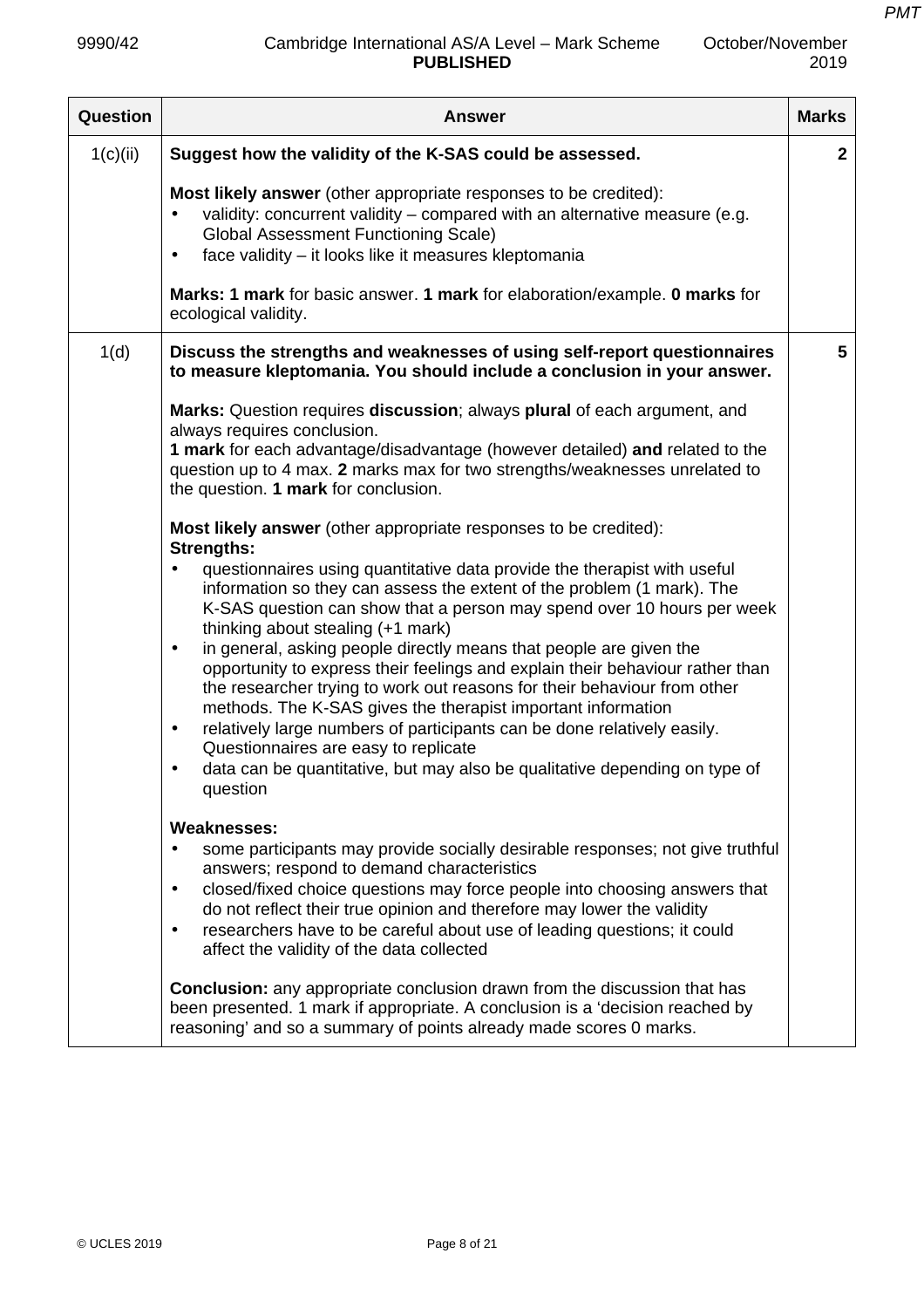| Question | Answer | Marks |
|---|---|---|
| 1(c)(ii) | **Suggest how the validity of the K-SAS could be assessed.**<br><br>**Most likely answer** (other appropriate responses to be credited):<br>• validity: concurrent validity – compared with an alternative measure (e.g. Global Assessment Functioning Scale)<br>• face validity – it looks like it measures kleptomania<br><br>**Marks: 1 mark** for basic answer. **1 mark** for elaboration/example. **0 marks** for ecological validity. | **2** |
| 1(d) | **Discuss the strengths and weaknesses of using self-report questionnaires to measure kleptomania. You should include a conclusion in your answer.**<br><br>**Marks:** Question requires **discussion**; always **plural** of each argument, and always requires conclusion.<br>**1 mark** for each advantage/disadvantage (however detailed) **and** related to the question up to 4 max. **2** marks max for two strengths/weaknesses unrelated to the question. **1 mark** for conclusion.<br><br>**Most likely answer** (other appropriate responses to be credited):<br>**Strengths:**<br>• questionnaires using quantitative data provide the therapist with useful information so they can assess the extent of the problem (1 mark). The K-SAS question can show that a person may spend over 10 hours per week thinking about stealing (+1 mark)<br>• in general, asking people directly means that people are given the opportunity to express their feelings and explain their behaviour rather than the researcher trying to work out reasons for their behaviour from other methods. The K-SAS gives the therapist important information<br>• relatively large numbers of participants can be done relatively easily. Questionnaires are easy to replicate<br>• data can be quantitative, but may also be qualitative depending on type of question<br><br>**Weaknesses:**<br>• some participants may provide socially desirable responses; not give truthful answers; respond to demand characteristics<br>• closed/fixed choice questions may force people into choosing answers that do not reflect their true opinion and therefore may lower the validity<br>• researchers have to be careful about use of leading questions; it could affect the validity of the data collected<br><br>**Conclusion:** any appropriate conclusion drawn from the discussion that has been presented. 1 mark if appropriate. A conclusion is a 'decision reached by reasoning' and so a summary of points already made scores 0 marks. | **5** |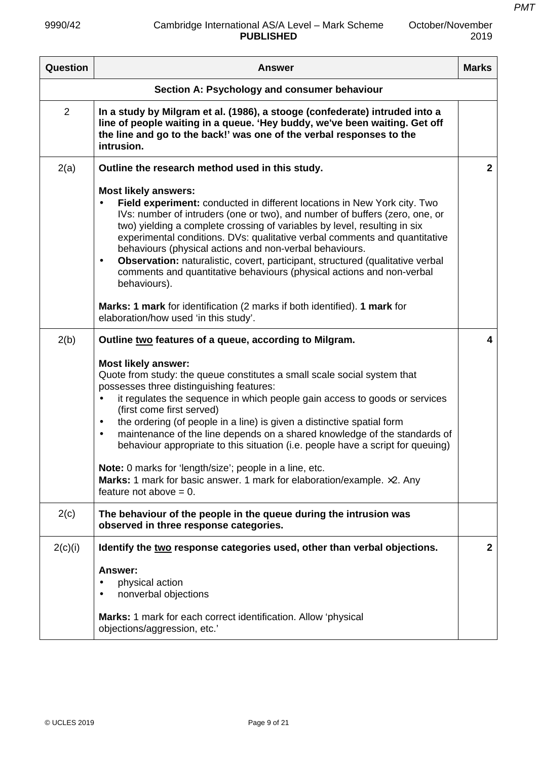| Question | Answer | Marks |
|---|---|---|
| | **Section A: Psychology and consumer behaviour** | |
| 2 | **In a study by Milgram et al. (1986), a stooge (confederate) intruded into a line of people waiting in a queue. 'Hey buddy, we've been waiting. Get off the line and go to the back!' was one of the verbal responses to the intrusion.** | |
| 2(a) | **Outline the research method used in this study.**<br><br>**Most likely answers:**<br>• **Field experiment:** conducted in different locations in New York city. Two IVs: number of intruders (one or two), and number of buffers (zero, one, or two) yielding a complete crossing of variables by level, resulting in six experimental conditions. DVs: qualitative verbal comments and quantitative behaviours (physical actions and non-verbal behaviours.<br>• **Observation:** naturalistic, covert, participant, structured (qualitative verbal comments and quantitative behaviours (physical actions and non-verbal behaviours).<br><br>**Marks: 1 mark** for identification (2 marks if both identified). **1 mark** for elaboration/how used 'in this study'. | **2** |
| 2(b) | **Outline two features of a queue, according to Milgram.**<br><br>**Most likely answer:**<br>Quote from study: the queue constitutes a small scale social system that possesses three distinguishing features:<br>• it regulates the sequence in which people gain access to goods or services (first come first served)<br>• the ordering (of people in a line) is given a distinctive spatial form<br>• maintenance of the line depends on a shared knowledge of the standards of behaviour appropriate to this situation (i.e. people have a script for queuing)<br><br>**Note:** 0 marks for 'length/size'; people in a line, etc.<br>**Marks:** 1 mark for basic answer. 1 mark for elaboration/example. ×2. Any feature not above = 0. | **4** |
| 2(c) | **The behaviour of the people in the queue during the intrusion was observed in three response categories.** | |
| 2(c)(i) | **Identify the two response categories used, other than verbal objections.**<br><br>**Answer:**<br>• physical action<br>• nonverbal objections<br><br>**Marks:** 1 mark for each correct identification. Allow 'physical objections/aggression, etc.' | **2** |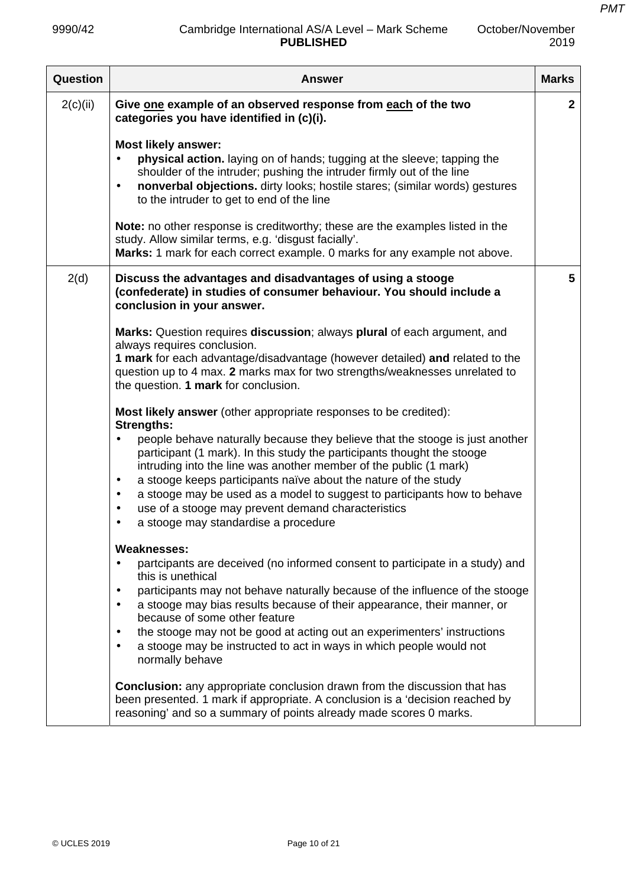| Question | Answer | Marks |
|---|---|---|
| 2(c)(ii) | **Give <u>one</u> example of an observed response from <u>each</u> of the two categories you have identified in (c)(i).**<br><br>**Most likely answer:**<br>• **physical action.** laying on of hands; tugging at the sleeve; tapping the shoulder of the intruder; pushing the intruder firmly out of the line<br>• **nonverbal objections.** dirty looks; hostile stares; (similar words) gestures to the intruder to get to end of the line<br><br>**Note:** no other response is creditworthy; these are the examples listed in the study. Allow similar terms, e.g. 'disgust facially'.<br>**Marks:** 1 mark for each correct example. 0 marks for any example not above. | **2** |
| 2(d) | **Discuss the advantages and disadvantages of using a stooge (confederate) in studies of consumer behaviour. You should include a conclusion in your answer.**<br><br>**Marks:** Question requires **discussion**; always **plural** of each argument, and always requires conclusion.<br>**1 mark** for each advantage/disadvantage (however detailed) **and** related to the question up to 4 max. **2** marks max for two strengths/weaknesses unrelated to the question. **1 mark** for conclusion.<br><br>**Most likely answer** (other appropriate responses to be credited):<br>**Strengths:**<br>• people behave naturally because they believe that the stooge is just another participant (1 mark). In this study the participants thought the stooge intruding into the line was another member of the public (1 mark)<br>• a stooge keeps participants naïve about the nature of the study<br>• a stooge may be used as a model to suggest to participants how to behave<br>• use of a stooge may prevent demand characteristics<br>• a stooge may standardise a procedure<br><br>**Weaknesses:**<br>• partcipants are deceived (no informed consent to participate in a study) and this is unethical<br>• participants may not behave naturally because of the influence of the stooge<br>• a stooge may bias results because of their appearance, their manner, or because of some other feature<br>• the stooge may not be good at acting out an experimenters' instructions<br>• a stooge may be instructed to act in ways in which people would not normally behave<br><br>**Conclusion:** any appropriate conclusion drawn from the discussion that has been presented. 1 mark if appropriate. A conclusion is a 'decision reached by reasoning' and so a summary of points already made scores 0 marks. | **5** |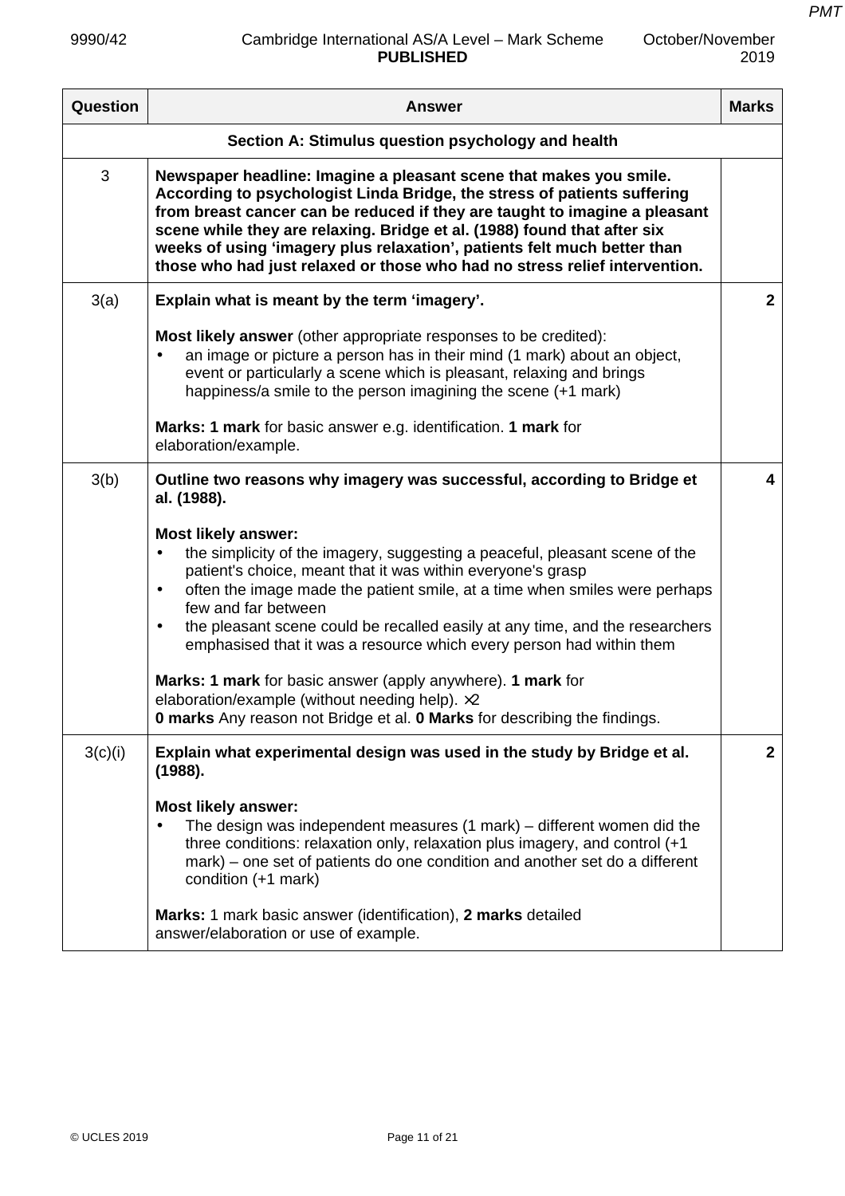| Question | Answer | Marks |
|---|---|---|
| | **Section A: Stimulus question psychology and health** | |
| 3 | **Newspaper headline: Imagine a pleasant scene that makes you smile. According to psychologist Linda Bridge, the stress of patients suffering from breast cancer can be reduced if they are taught to imagine a pleasant scene while they are relaxing. Bridge et al. (1988) found that after six weeks of using 'imagery plus relaxation', patients felt much better than those who had just relaxed or those who had no stress relief intervention.** | |
| 3(a) | **Explain what is meant by the term 'imagery'.**<br><br>**Most likely answer** (other appropriate responses to be credited):<br>• an image or picture a person has in their mind (1 mark) about an object, event or particularly a scene which is pleasant, relaxing and brings happiness/a smile to the person imagining the scene (+1 mark)<br><br>**Marks: 1 mark** for basic answer e.g. identification. **1 mark** for elaboration/example. | **2** |
| 3(b) | **Outline two reasons why imagery was successful, according to Bridge et al. (1988).**<br><br>**Most likely answer:**<br>• the simplicity of the imagery, suggesting a peaceful, pleasant scene of the patient's choice, meant that it was within everyone's grasp<br>• often the image made the patient smile, at a time when smiles were perhaps few and far between<br>• the pleasant scene could be recalled easily at any time, and the researchers emphasised that it was a resource which every person had within them<br><br>**Marks: 1 mark** for basic answer (apply anywhere). **1 mark** for elaboration/example (without needing help). ×2<br>**0 marks** Any reason not Bridge et al. **0 Marks** for describing the findings. | **4** |
| 3(c)(i) | **Explain what experimental design was used in the study by Bridge et al. (1988).**<br><br>**Most likely answer:**<br>• The design was independent measures (1 mark) – different women did the three conditions: relaxation only, relaxation plus imagery, and control (+1 mark) – one set of patients do one condition and another set do a different condition (+1 mark)<br><br>**Marks:** 1 mark basic answer (identification), **2 marks** detailed answer/elaboration or use of example. | **2** |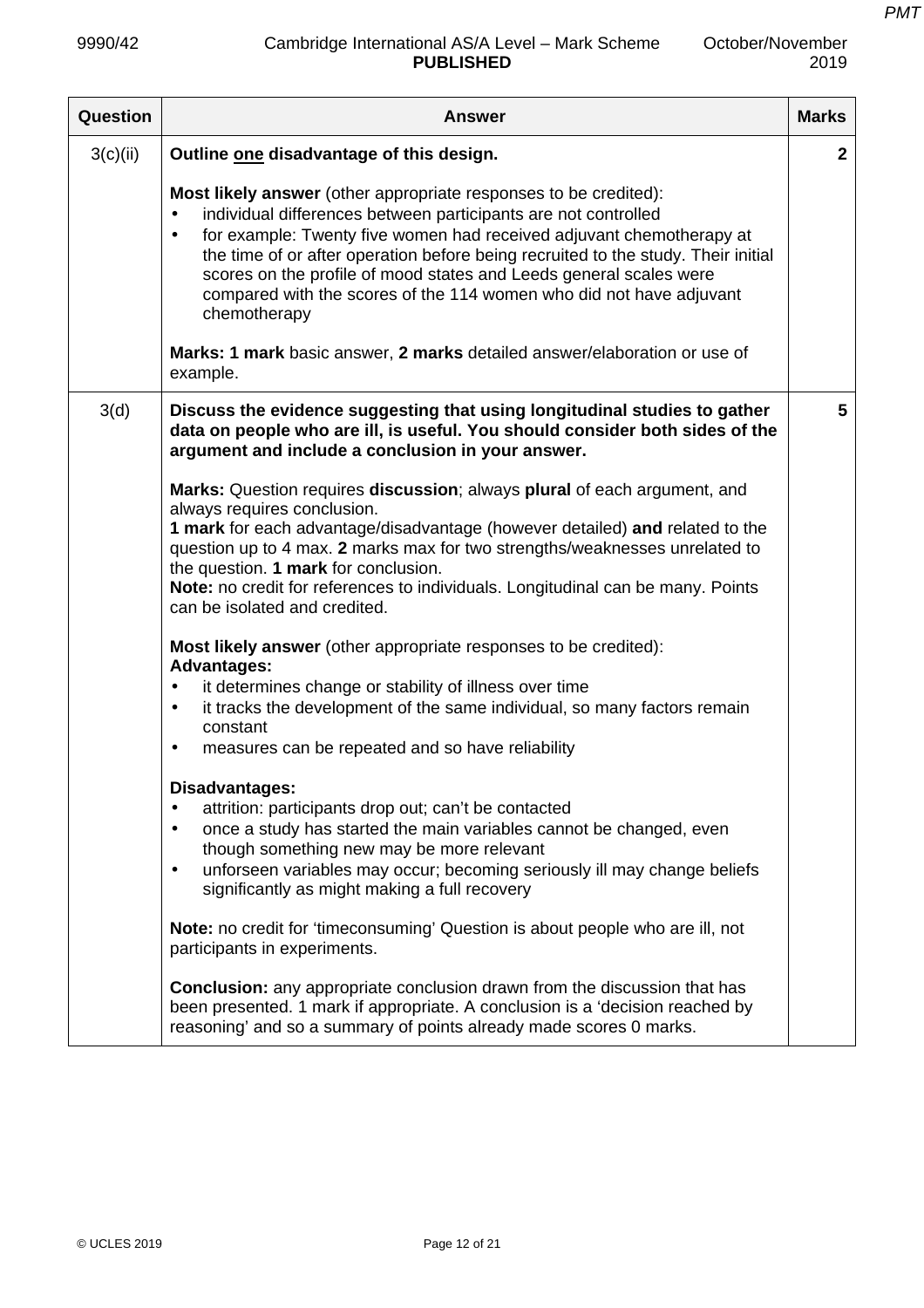| Question | Answer | Marks |
|---|---|---|
| 3(c)(ii) | **Outline one disadvantage of this design.**<br><br>**Most likely answer** (other appropriate responses to be credited):<br>• individual differences between participants are not controlled<br>• for example: Twenty five women had received adjuvant chemotherapy at the time of or after operation before being recruited to the study. Their initial scores on the profile of mood states and Leeds general scales were compared with the scores of the 114 women who did not have adjuvant chemotherapy<br><br>**Marks: 1 mark** basic answer, **2 marks** detailed answer/elaboration or use of example. | **2** |
| 3(d) | **Discuss the evidence suggesting that using longitudinal studies to gather data on people who are ill, is useful. You should consider both sides of the argument and include a conclusion in your answer.**<br><br>**Marks:** Question requires **discussion**; always **plural** of each argument, and always requires conclusion.<br>**1 mark** for each advantage/disadvantage (however detailed) **and** related to the question up to 4 max. **2** marks max for two strengths/weaknesses unrelated to the question. **1 mark** for conclusion.<br>**Note:** no credit for references to individuals. Longitudinal can be many. Points can be isolated and credited.<br><br>**Most likely answer** (other appropriate responses to be credited):<br>**Advantages:**<br>• it determines change or stability of illness over time<br>• it tracks the development of the same individual, so many factors remain constant<br>• measures can be repeated and so have reliability<br><br>**Disadvantages:**<br>• attrition: participants drop out; can't be contacted<br>• once a study has started the main variables cannot be changed, even though something new may be more relevant<br>• unforseen variables may occur; becoming seriously ill may change beliefs significantly as might making a full recovery<br><br>**Note:** no credit for 'timeconsuming' Question is about people who are ill, not participants in experiments.<br><br>**Conclusion:** any appropriate conclusion drawn from the discussion that has been presented. 1 mark if appropriate. A conclusion is a 'decision reached by reasoning' and so a summary of points already made scores 0 marks. | **5** |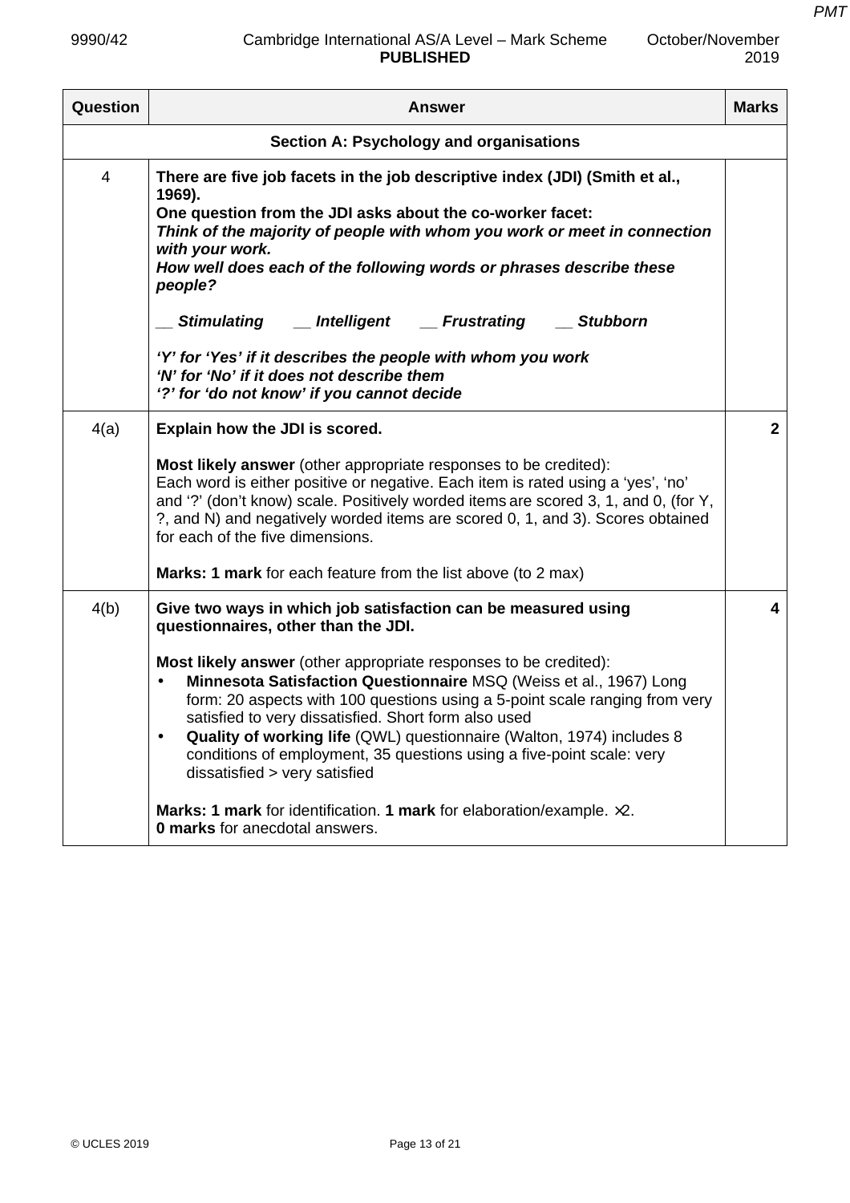| Question | Answer | Marks |
|---|---|---|
| | **Section A: Psychology and organisations** | |
| 4 | **There are five job facets in the job descriptive index (JDI) (Smith et al., 1969).**<br>**One question from the JDI asks about the co-worker facet:**<br>***Think of the majority of people with whom you work or meet in connection with your work.***<br>***How well does each of the following words or phrases describe these people?***<br><br>***__ Stimulating   __ Intelligent   __ Frustrating   __ Stubborn***<br><br>***'Y' for 'Yes' if it describes the people with whom you work***<br>***'N' for 'No' if it does not describe them***<br>***'?' for 'do not know' if you cannot decide*** | |
| 4(a) | **Explain how the JDI is scored.**<br><br>**Most likely answer** (other appropriate responses to be credited):<br>Each word is either positive or negative. Each item is rated using a 'yes', 'no' and '?' (don't know) scale. Positively worded items are scored 3, 1, and 0, (for Y, ?, and N) and negatively worded items are scored 0, 1, and 3). Scores obtained for each of the five dimensions.<br><br>**Marks: 1 mark** for each feature from the list above (to 2 max) | **2** |
| 4(b) | **Give two ways in which job satisfaction can be measured using questionnaires, other than the JDI.**<br><br>**Most likely answer** (other appropriate responses to be credited):<br>• **Minnesota Satisfaction Questionnaire** MSQ (Weiss et al., 1967) Long form: 20 aspects with 100 questions using a 5-point scale ranging from very satisfied to very dissatisfied. Short form also used<br>• **Quality of working life** (QWL) questionnaire (Walton, 1974) includes 8 conditions of employment, 35 questions using a five-point scale: very dissatisfied > very satisfied<br><br>**Marks: 1 mark** for identification. **1 mark** for elaboration/example. ×2.<br>**0 marks** for anecdotal answers. | **4** |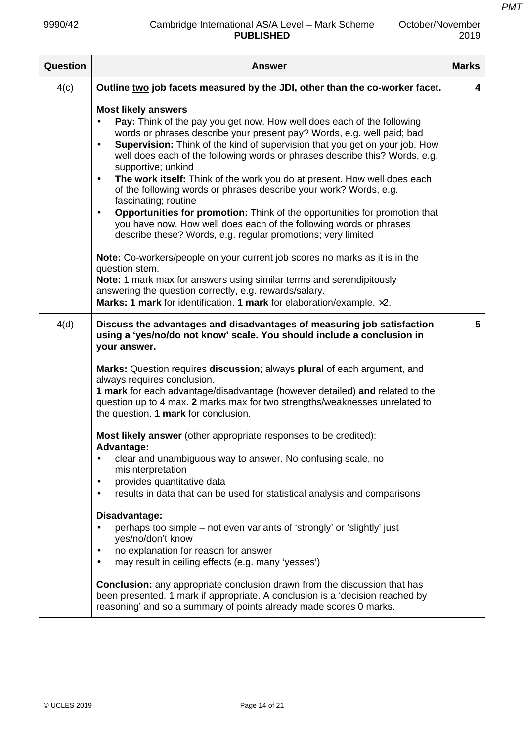| Question | Answer | Marks |
|---|---|---|
| 4(c) | **Outline two job facets measured by the JDI, other than the co-worker facet.**<br><br>**Most likely answers**<br>• **Pay:** Think of the pay you get now. How well does each of the following words or phrases describe your present pay? Words, e.g. well paid; bad<br>• **Supervision:** Think of the kind of supervision that you get on your job. How well does each of the following words or phrases describe this? Words, e.g. supportive; unkind<br>• **The work itself:** Think of the work you do at present. How well does each of the following words or phrases describe your work? Words, e.g. fascinating; routine<br>• **Opportunities for promotion:** Think of the opportunities for promotion that you have now. How well does each of the following words or phrases describe these? Words, e.g. regular promotions; very limited<br><br>**Note:** Co-workers/people on your current job scores no marks as it is in the question stem.<br>**Note:** 1 mark max for answers using similar terms and serendipitously answering the question correctly, e.g. rewards/salary.<br>**Marks: 1 mark** for identification. **1 mark** for elaboration/example. ×2. | 4 |
| 4(d) | **Discuss the advantages and disadvantages of measuring job satisfaction using a 'yes/no/do not know' scale. You should include a conclusion in your answer.**<br><br>**Marks:** Question requires **discussion**; always **plural** of each argument, and always requires conclusion.<br>**1 mark** for each advantage/disadvantage (however detailed) **and** related to the question up to 4 max. **2** marks max for two strengths/weaknesses unrelated to the question. **1 mark** for conclusion.<br><br>**Most likely answer** (other appropriate responses to be credited):<br>**Advantage:**<br>• clear and unambiguous way to answer. No confusing scale, no misinterpretation<br>• provides quantitative data<br>• results in data that can be used for statistical analysis and comparisons<br><br>**Disadvantage:**<br>• perhaps too simple – not even variants of 'strongly' or 'slightly' just yes/no/don't know<br>• no explanation for reason for answer<br>• may result in ceiling effects (e.g. many 'yesses')<br><br>**Conclusion:** any appropriate conclusion drawn from the discussion that has been presented. 1 mark if appropriate. A conclusion is a 'decision reached by reasoning' and so a summary of points already made scores 0 marks. | 5 |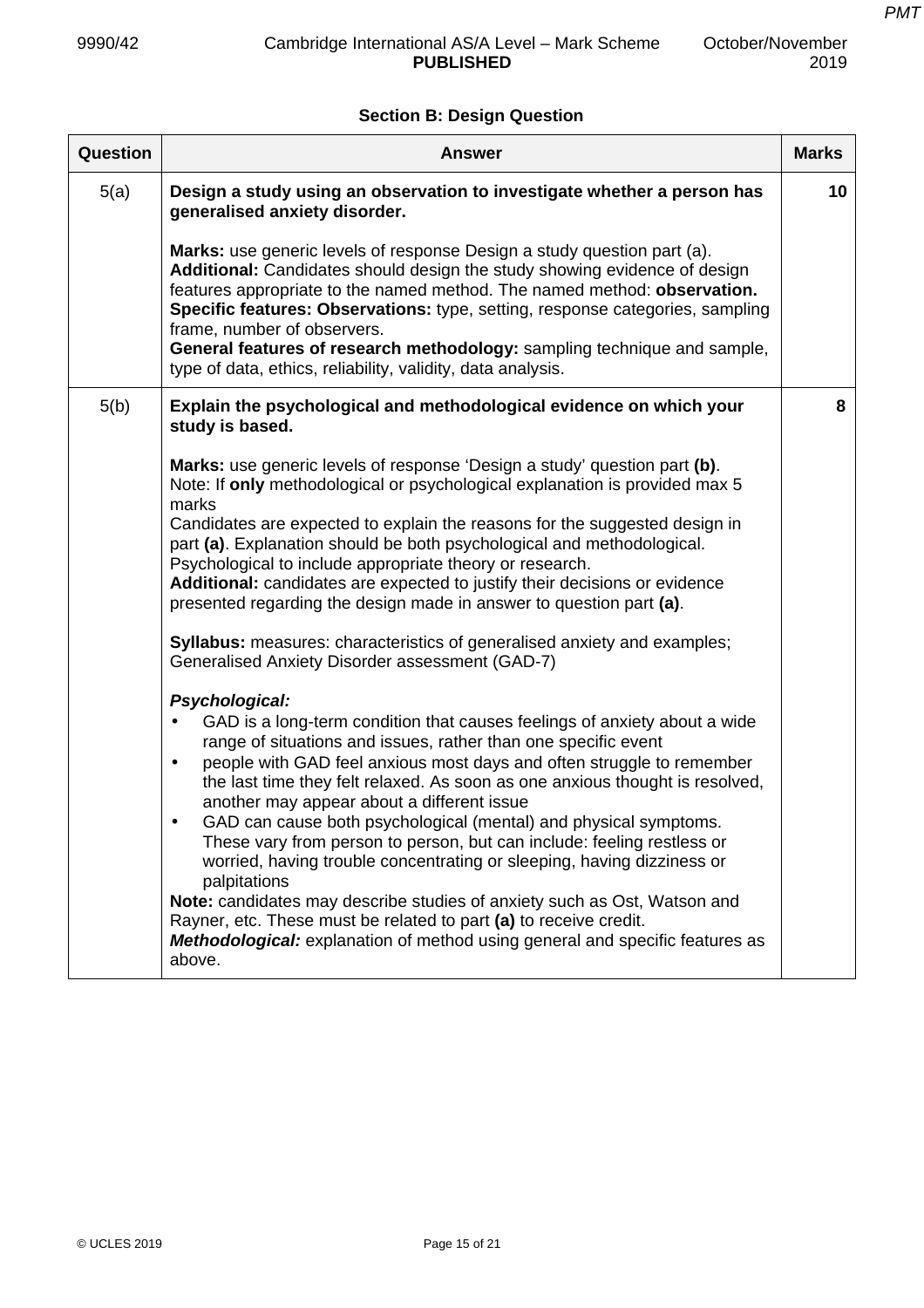## Section B: Design Question

| Question | Answer | Marks |
|---|---|---|
| 5(a) | **Design a study using an observation to investigate whether a person has generalised anxiety disorder.**<br><br>**Marks:** use generic levels of response Design a study question part (a).<br>**Additional:** Candidates should design the study showing evidence of design features appropriate to the named method. The named method: **observation.**<br>**Specific features: Observations:** type, setting, response categories, sampling frame, number of observers.<br>**General features of research methodology:** sampling technique and sample, type of data, ethics, reliability, validity, data analysis. | 10 |
| 5(b) | **Explain the psychological and methodological evidence on which your study is based.**<br><br>**Marks:** use generic levels of response 'Design a study' question part **(b)**.<br>Note: If **only** methodological or psychological explanation is provided max 5 marks<br>Candidates are expected to explain the reasons for the suggested design in part **(a)**. Explanation should be both psychological and methodological. Psychological to include appropriate theory or research.<br>**Additional:** candidates are expected to justify their decisions or evidence presented regarding the design made in answer to question part **(a)**.<br><br>**Syllabus:** measures: characteristics of generalised anxiety and examples; Generalised Anxiety Disorder assessment (GAD-7)<br><br>***Psychological:***<br>• GAD is a long-term condition that causes feelings of anxiety about a wide range of situations and issues, rather than one specific event<br>• people with GAD feel anxious most days and often struggle to remember the last time they felt relaxed. As soon as one anxious thought is resolved, another may appear about a different issue<br>• GAD can cause both psychological (mental) and physical symptoms. These vary from person to person, but can include: feeling restless or worried, having trouble concentrating or sleeping, having dizziness or palpitations<br>**Note:** candidates may describe studies of anxiety such as Ost, Watson and Rayner, etc. These must be related to part **(a)** to receive credit.<br>***Methodological:*** explanation of method using general and specific features as above. | 8 |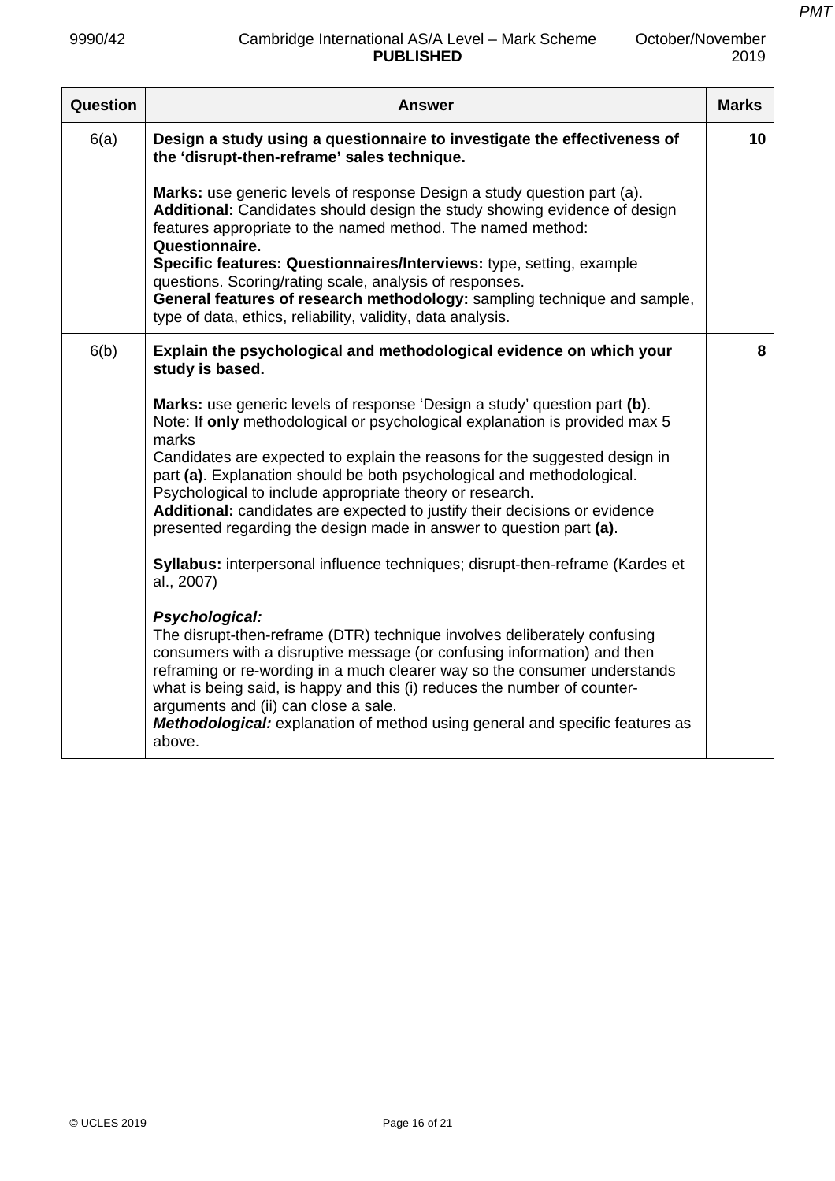| Question | Answer | Marks |
|---|---|---|
| 6(a) | **Design a study using a questionnaire to investigate the effectiveness of the 'disrupt-then-reframe' sales technique.**<br><br>**Marks:** use generic levels of response Design a study question part (a).<br>**Additional:** Candidates should design the study showing evidence of design features appropriate to the named method. The named method: **Questionnaire.**<br>**Specific features: Questionnaires/Interviews:** type, setting, example questions. Scoring/rating scale, analysis of responses.<br>**General features of research methodology:** sampling technique and sample, type of data, ethics, reliability, validity, data analysis. | 10 |
| 6(b) | **Explain the psychological and methodological evidence on which your study is based.**<br><br>**Marks:** use generic levels of response 'Design a study' question part **(b)**.<br>Note: If **only** methodological or psychological explanation is provided max 5 marks<br>Candidates are expected to explain the reasons for the suggested design in part **(a)**. Explanation should be both psychological and methodological. Psychological to include appropriate theory or research.<br>**Additional:** candidates are expected to justify their decisions or evidence presented regarding the design made in answer to question part **(a)**.<br><br>**Syllabus:** interpersonal influence techniques; disrupt-then-reframe (Kardes et al., 2007)<br><br>***Psychological:***<br>The disrupt-then-reframe (DTR) technique involves deliberately confusing consumers with a disruptive message (or confusing information) and then reframing or re-wording in a much clearer way so the consumer understands what is being said, is happy and this (i) reduces the number of counter-arguments and (ii) can close a sale.<br>***Methodological:*** explanation of method using general and specific features as above. | 8 |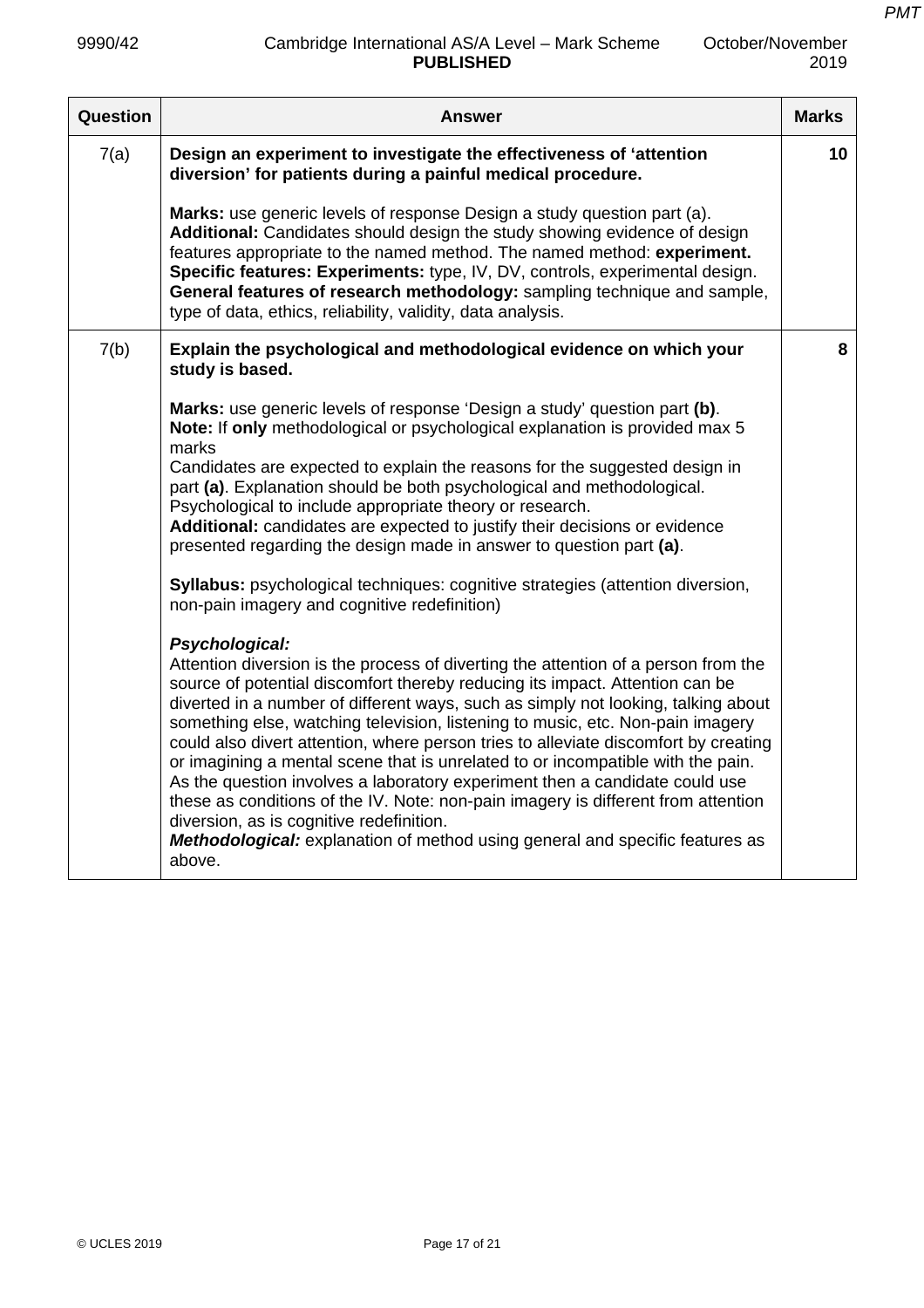| Question | Answer | Marks |
|---|---|---|
| 7(a) | **Design an experiment to investigate the effectiveness of 'attention diversion' for patients during a painful medical procedure.**<br><br>**Marks:** use generic levels of response Design a study question part (a).<br>**Additional:** Candidates should design the study showing evidence of design features appropriate to the named method. The named method: **experiment.**<br>**Specific features: Experiments:** type, IV, DV, controls, experimental design.<br>**General features of research methodology:** sampling technique and sample, type of data, ethics, reliability, validity, data analysis. | 10 |
| 7(b) | **Explain the psychological and methodological evidence on which your study is based.**<br><br>**Marks:** use generic levels of response 'Design a study' question part **(b)**.<br>**Note:** If **only** methodological or psychological explanation is provided max 5 marks<br>Candidates are expected to explain the reasons for the suggested design in part **(a)**. Explanation should be both psychological and methodological. Psychological to include appropriate theory or research.<br>**Additional:** candidates are expected to justify their decisions or evidence presented regarding the design made in answer to question part **(a)**.<br><br>**Syllabus:** psychological techniques: cognitive strategies (attention diversion, non-pain imagery and cognitive redefinition)<br><br>***Psychological:***<br>Attention diversion is the process of diverting the attention of a person from the source of potential discomfort thereby reducing its impact. Attention can be diverted in a number of different ways, such as simply not looking, talking about something else, watching television, listening to music, etc. Non-pain imagery could also divert attention, where person tries to alleviate discomfort by creating or imagining a mental scene that is unrelated to or incompatible with the pain. As the question involves a laboratory experiment then a candidate could use these as conditions of the IV. Note: non-pain imagery is different from attention diversion, as is cognitive redefinition.<br>***Methodological:*** explanation of method using general and specific features as above. | 8 |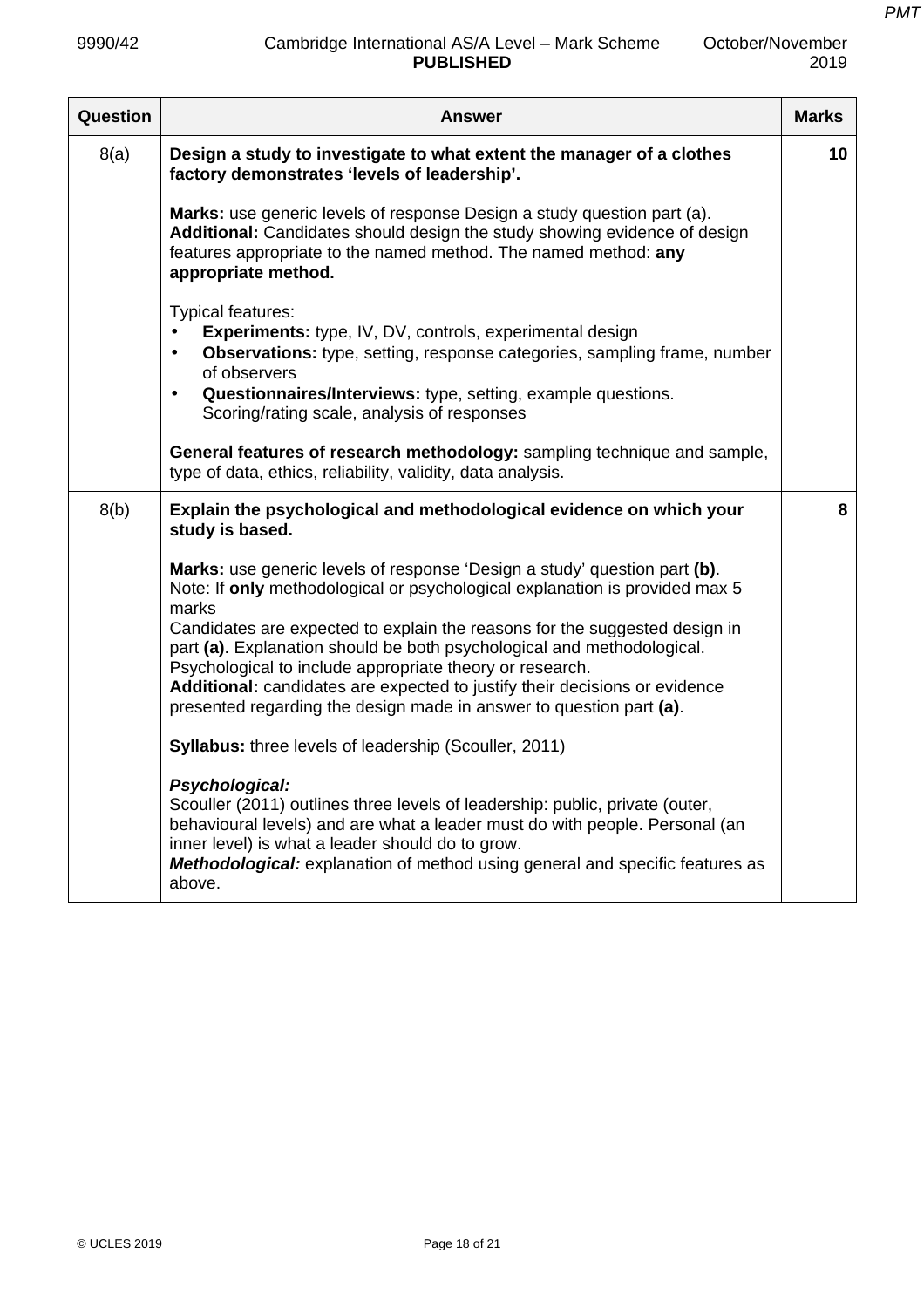| Question | Answer | Marks |
|---|---|---|
| 8(a) | **Design a study to investigate to what extent the manager of a clothes factory demonstrates 'levels of leadership'.**<br><br>**Marks:** use generic levels of response Design a study question part (a).<br>**Additional:** Candidates should design the study showing evidence of design features appropriate to the named method. The named method: **any appropriate method.**<br><br>Typical features:<br>• **Experiments:** type, IV, DV, controls, experimental design<br>• **Observations:** type, setting, response categories, sampling frame, number of observers<br>• **Questionnaires/Interviews:** type, setting, example questions. Scoring/rating scale, analysis of responses<br><br>**General features of research methodology:** sampling technique and sample, type of data, ethics, reliability, validity, data analysis. | 10 |
| 8(b) | **Explain the psychological and methodological evidence on which your study is based.**<br><br>**Marks:** use generic levels of response 'Design a study' question part **(b)**.<br>Note: If **only** methodological or psychological explanation is provided max 5 marks<br>Candidates are expected to explain the reasons for the suggested design in part **(a)**. Explanation should be both psychological and methodological. Psychological to include appropriate theory or research.<br>**Additional:** candidates are expected to justify their decisions or evidence presented regarding the design made in answer to question part **(a)**.<br><br>**Syllabus:** three levels of leadership (Scouller, 2011)<br><br>***Psychological:***<br>Scouller (2011) outlines three levels of leadership: public, private (outer, behavioural levels) and are what a leader must do with people. Personal (an inner level) is what a leader should do to grow.<br>***Methodological:*** explanation of method using general and specific features as above. | 8 |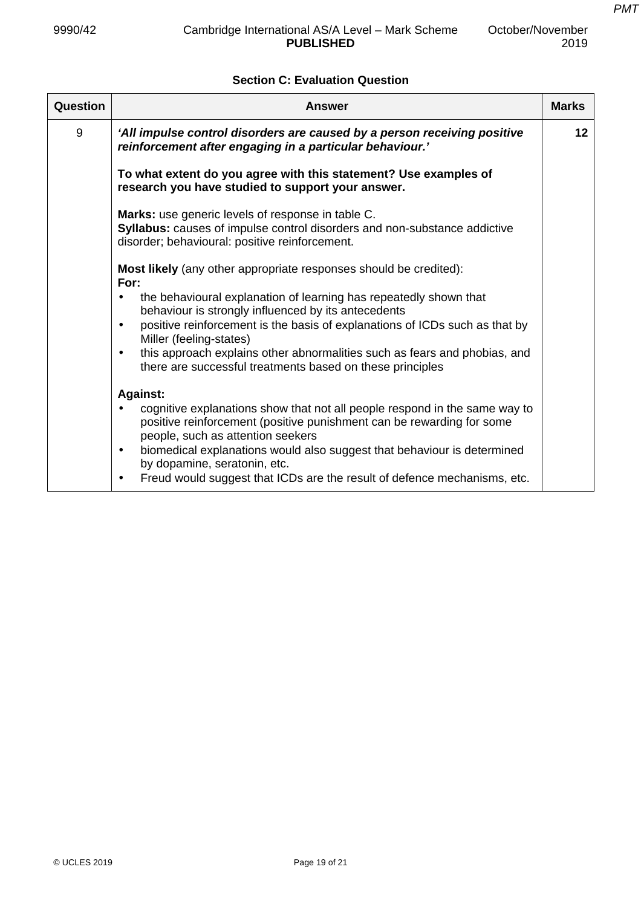**Section C: Evaluation Question**

| Question | Answer | Marks |
|---|---|---|
| 9 | ***'All impulse control disorders are caused by a person receiving positive reinforcement after engaging in a particular behaviour.'***<br><br>**To what extent do you agree with this statement? Use examples of research you have studied to support your answer.**<br><br>**Marks:** use generic levels of response in table C.<br>**Syllabus:** causes of impulse control disorders and non-substance addictive disorder; behavioural: positive reinforcement.<br><br>**Most likely** (any other appropriate responses should be credited):<br>**For:**<br>• the behavioural explanation of learning has repeatedly shown that behaviour is strongly influenced by its antecedents<br>• positive reinforcement is the basis of explanations of ICDs such as that by Miller (feeling-states)<br>• this approach explains other abnormalities such as fears and phobias, and there are successful treatments based on these principles<br><br>**Against:**<br>• cognitive explanations show that not all people respond in the same way to positive reinforcement (positive punishment can be rewarding for some people, such as attention seekers<br>• biomedical explanations would also suggest that behaviour is determined by dopamine, seratonin, etc.<br>• Freud would suggest that ICDs are the result of defence mechanisms, etc. | 12 |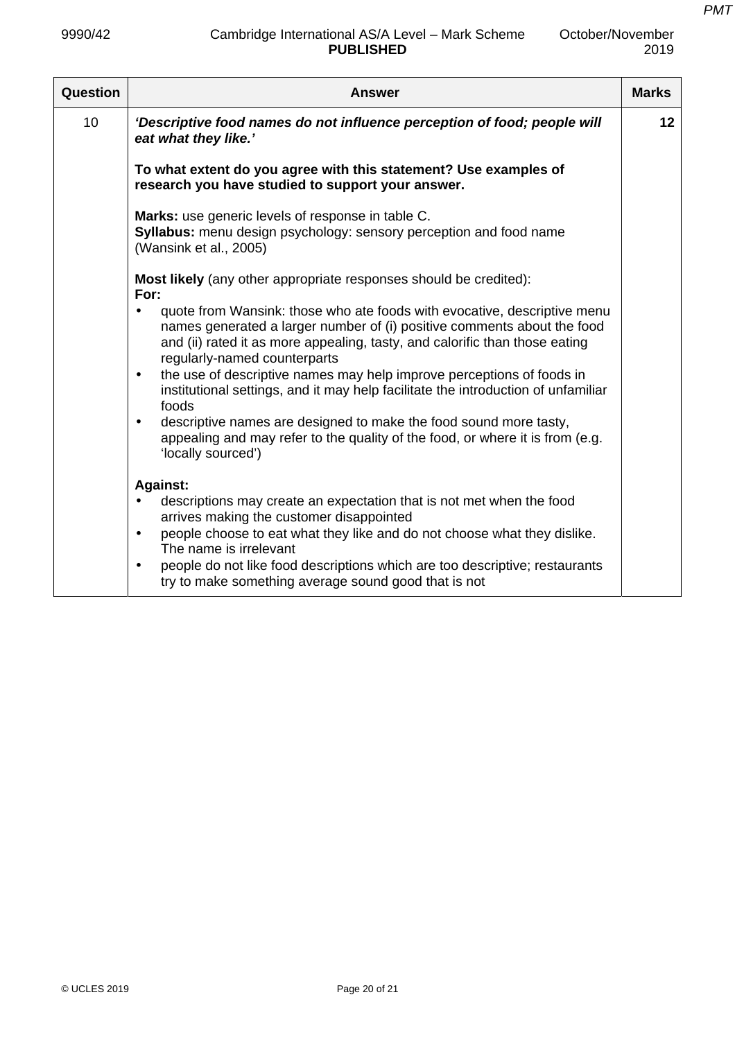| Question | Answer | Marks |
|---|---|---|
| 10 | ***'Descriptive food names do not influence perception of food; people will eat what they like.'***<br><br>**To what extent do you agree with this statement? Use examples of research you have studied to support your answer.**<br><br>**Marks:** use generic levels of response in table C.<br>**Syllabus:** menu design psychology: sensory perception and food name (Wansink et al., 2005)<br><br>**Most likely** (any other appropriate responses should be credited):<br>**For:**<br>• quote from Wansink: those who ate foods with evocative, descriptive menu names generated a larger number of (i) positive comments about the food and (ii) rated it as more appealing, tasty, and calorific than those eating regularly-named counterparts<br>• the use of descriptive names may help improve perceptions of foods in institutional settings, and it may help facilitate the introduction of unfamiliar foods<br>• descriptive names are designed to make the food sound more tasty, appealing and may refer to the quality of the food, or where it is from (e.g. 'locally sourced')<br><br>**Against:**<br>• descriptions may create an expectation that is not met when the food arrives making the customer disappointed<br>• people choose to eat what they like and do not choose what they dislike. The name is irrelevant<br>• people do not like food descriptions which are too descriptive; restaurants try to make something average sound good that is not | 12 |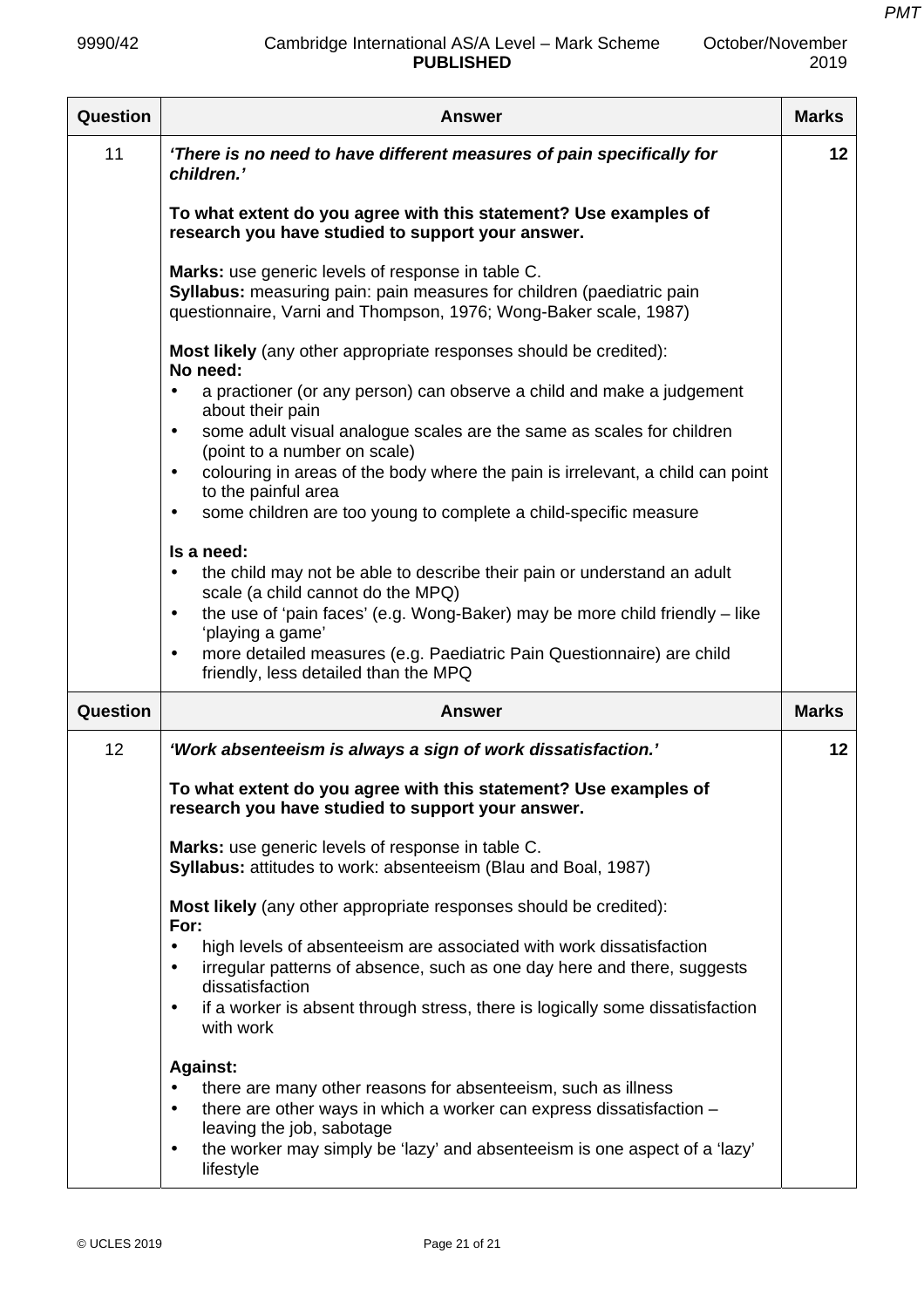| Question | Answer | Marks |
|---|---|---|
| 11 | ***'There is no need to have different measures of pain specifically for children.'***<br><br>**To what extent do you agree with this statement? Use examples of research you have studied to support your answer.**<br><br>**Marks:** use generic levels of response in table C.<br>**Syllabus:** measuring pain: pain measures for children (paediatric pain questionnaire, Varni and Thompson, 1976; Wong-Baker scale, 1987)<br><br>**Most likely** (any other appropriate responses should be credited):<br>**No need:**<br>• a practioner (or any person) can observe a child and make a judgement about their pain<br>• some adult visual analogue scales are the same as scales for children (point to a number on scale)<br>• colouring in areas of the body where the pain is irrelevant, a child can point to the painful area<br>• some children are too young to complete a child-specific measure<br><br>**Is a need:**<br>• the child may not be able to describe their pain or understand an adult scale (a child cannot do the MPQ)<br>• the use of 'pain faces' (e.g. Wong-Baker) may be more child friendly – like 'playing a game'<br>• more detailed measures (e.g. Paediatric Pain Questionnaire) are child friendly, less detailed than the MPQ | **12** |

| Question | Answer | Marks |
|---|---|---|
| 12 | ***'Work absenteeism is always a sign of work dissatisfaction.'***<br><br>**To what extent do you agree with this statement? Use examples of research you have studied to support your answer.**<br><br>**Marks:** use generic levels of response in table C.<br>**Syllabus:** attitudes to work: absenteeism (Blau and Boal, 1987)<br><br>**Most likely** (any other appropriate responses should be credited):<br>**For:**<br>• high levels of absenteeism are associated with work dissatisfaction<br>• irregular patterns of absence, such as one day here and there, suggests dissatisfaction<br>• if a worker is absent through stress, there is logically some dissatisfaction with work<br><br>**Against:**<br>• there are many other reasons for absenteeism, such as illness<br>• there are other ways in which a worker can express dissatisfaction – leaving the job, sabotage<br>• the worker may simply be 'lazy' and absenteeism is one aspect of a 'lazy' lifestyle | **12** |